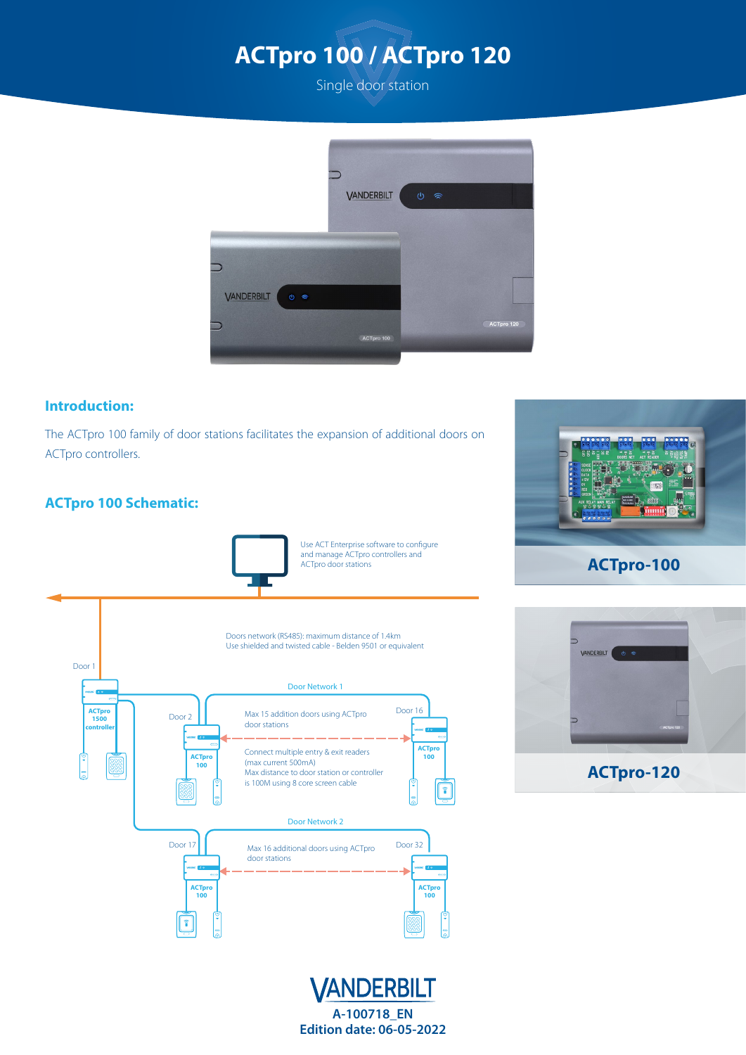# ACTpro 100 / ACTpro 120

Single door station

## Introduction:

The ACTpro 100 family of door stations facilitates the expansion of additional doors on ACTpro controllers.

ACTpro-100

ACTpro-120

## ACTpro 100 Schematic:

Use ACT Enterprise software to configure and manage ACTpro controllers and ACTpro door stations

Doors network (RS485): maximum distance of 1.4km
Use shielded and twisted cable - Belden 9501 or equivalent

Door 1

ACTpro 1500 controller

Door Network 1

Door 2

ACTpro 100

Max 15 addition doors using ACTpro door stations

Connect multiple entry & exit readers (max current 500mA)
Max distance to door station or controller is 100M using 8 core screen cable

Door 16

ACTpro 100

Door Network 2

Door 17

ACTpro 100

Max 16 additional doors using ACTpro door stations

Door 32

ACTpro 100

A-100718_EN
**Edition date: 06-05-2022**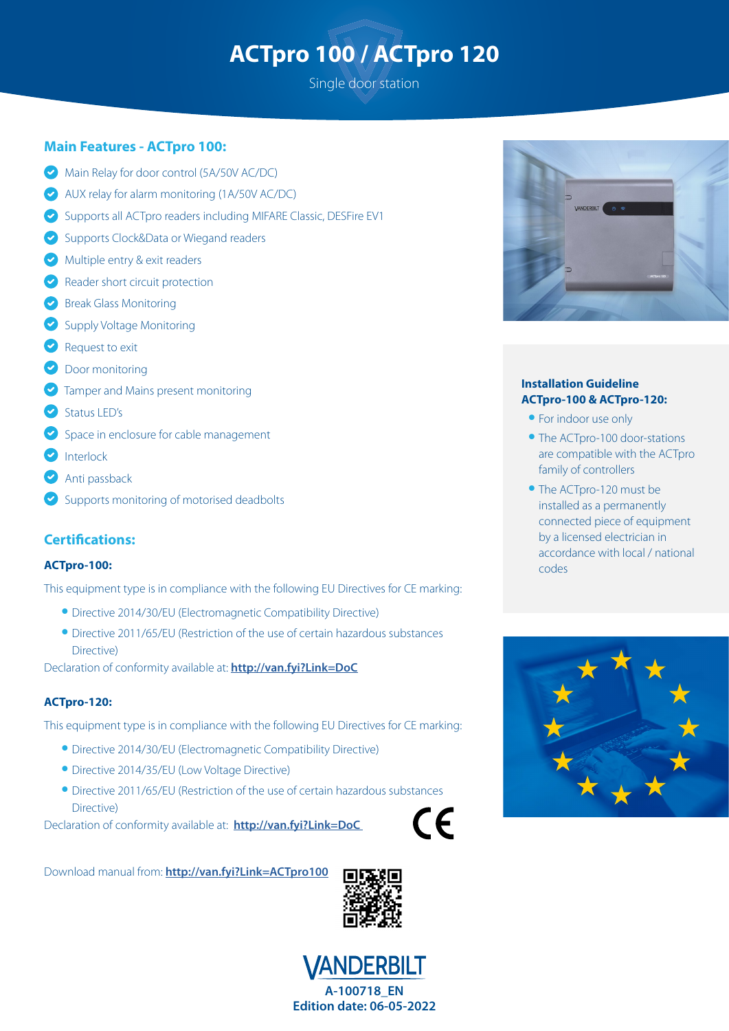# ACTpro 100 / ACTpro 120

Single door station

## Main Features - ACTpro 100:

- Main Relay for door control (5A/50V AC/DC)
- AUX relay for alarm monitoring (1A/50V AC/DC)
- Supports all ACTpro readers including MIFARE Classic, DESFire EV1
- Supports Clock&Data or Wiegand readers
- Multiple entry & exit readers
- Reader short circuit protection
- Break Glass Monitoring
- Supply Voltage Monitoring
- Request to exit
- Door monitoring
- Tamper and Mains present monitoring
- Status LED's
- Space in enclosure for cable management
- Interlock
- Anti passback
- Supports monitoring of motorised deadbolts

## Certifications:

### ACTpro-100:

This equipment type is in compliance with the following EU Directives for CE marking:

- Directive 2014/30/EU (Electromagnetic Compatibility Directive)
- Directive 2011/65/EU (Restriction of the use of certain hazardous substances Directive)

Declaration of conformity available at: **http://van.fyi?Link=DoC**

### ACTpro-120:

This equipment type is in compliance with the following EU Directives for CE marking:

- Directive 2014/30/EU (Electromagnetic Compatibility Directive)
- Directive 2014/35/EU (Low Voltage Directive)
- Directive 2011/65/EU (Restriction of the use of certain hazardous substances Directive)

Declaration of conformity available at: **http://van.fyi?Link=DoC**

Download manual from: **http://van.fyi?Link=ACTpro100**

### Installation Guideline ACTpro-100 & ACTpro-120:

- For indoor use only
- The ACTpro-100 door-stations are compatible with the ACTpro family of controllers
- The ACTpro-120 must be installed as a permanently connected piece of equipment by a licensed electrician in accordance with local / national codes

VANDERBILT

**A-100718_EN**
**Edition date: 06-05-2022**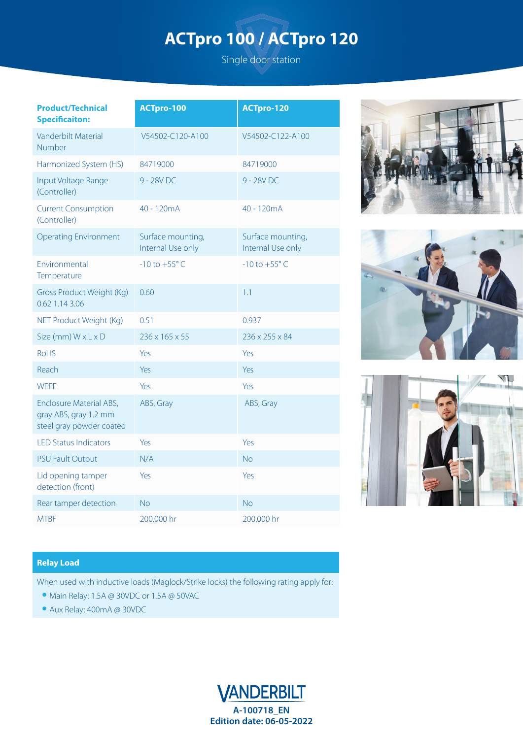# ACTpro 100 / ACTpro 120

Single door station

| Product/Technical Specificaiton: | ACTpro-100 | ACTpro-120 |
|---|---|---|
| Vanderbilt Material Number | V54502-C120-A100 | V54502-C122-A100 |
| Harmonized System (HS) | 84719000 | 84719000 |
| Input Voltage Range (Controller) | 9 - 28V DC | 9 - 28V DC |
| Current Consumption (Controller) | 40 - 120mA | 40 - 120mA |
| Operating Environment | Surface mounting, Internal Use only | Surface mounting, Internal Use only |
| Environmental Temperature | -10 to +55° C | -10 to +55° C |
| Gross Product Weight (Kg) 0.62 1.14 3.06 | 0.60 | 1.1 |
| NET Product Weight (Kg) | 0.51 | 0.937 |
| Size (mm) W x L x D | 236 x 165 x 55 | 236 x 255 x 84 |
| RoHS | Yes | Yes |
| Reach | Yes | Yes |
| WEEE | Yes | Yes |
| Enclosure Material ABS, gray ABS, gray 1.2 mm steel gray powder coated | ABS, Gray | ABS, Gray |
| LED Status Indicators | Yes | Yes |
| PSU Fault Output | N/A | No |
| Lid opening tamper detection (front) | Yes | Yes |
| Rear tamper detection | No | No |
| MTBF | 200,000 hr | 200,000 hr |

## Relay Load

When used with inductive loads (Maglock/Strike locks) the following rating apply for:

- Main Relay: 1.5A @ 30VDC or 1.5A @ 50VAC
- Aux Relay: 400mA @ 30VDC

VANDERBILT

A-100718_EN
Edition date: 06-05-2022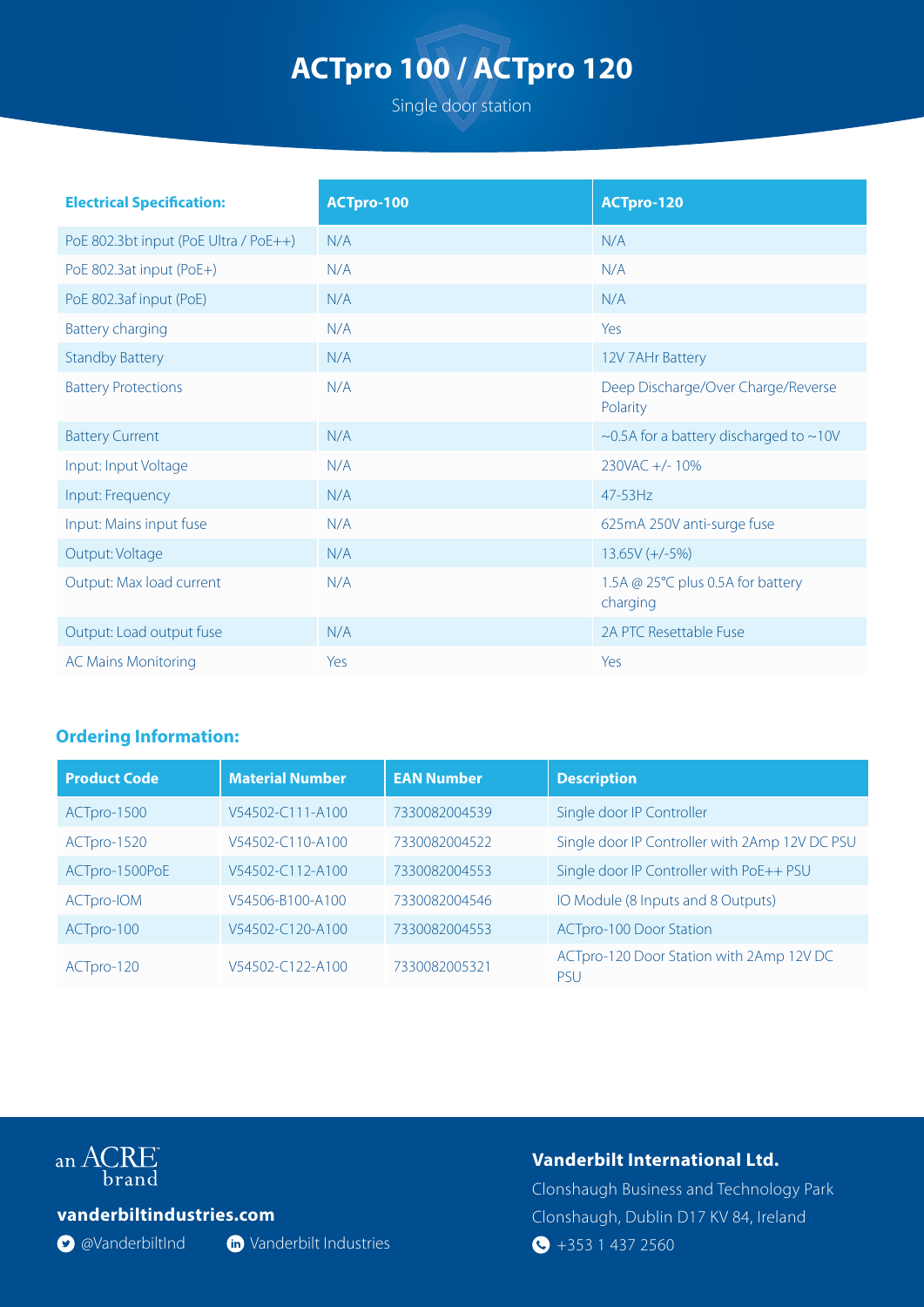# ACTpro 100 / ACTpro 120

Single door station

| Electrical Specification: | ACTpro-100 | ACTpro-120 |
|---|---|---|
| PoE 802.3bt input (PoE Ultra / PoE++) | N/A | N/A |
| PoE 802.3at input (PoE+) | N/A | N/A |
| PoE 802.3af input (PoE) | N/A | N/A |
| Battery charging | N/A | Yes |
| Standby Battery | N/A | 12V 7AHr Battery |
| Battery Protections | N/A | Deep Discharge/Over Charge/Reverse Polarity |
| Battery Current | N/A | ~0.5A for a battery discharged to ~10V |
| Input: Input Voltage | N/A | 230VAC +/- 10% |
| Input: Frequency | N/A | 47-53Hz |
| Input: Mains input fuse | N/A | 625mA 250V anti-surge fuse |
| Output: Voltage | N/A | 13.65V (+/-5%) |
| Output: Max load current | N/A | 1.5A @ 25°C plus 0.5A for battery charging |
| Output: Load output fuse | N/A | 2A PTC Resettable Fuse |
| AC Mains Monitoring | Yes | Yes |

## Ordering Information:

| Product Code | Material Number | EAN Number | Description |
|---|---|---|---|
| ACTpro-1500 | V54502-C111-A100 | 7330082004539 | Single door IP Controller |
| ACTpro-1520 | V54502-C110-A100 | 7330082004522 | Single door IP Controller with 2Amp 12V DC PSU |
| ACTpro-1500PoE | V54502-C112-A100 | 7330082004553 | Single door IP Controller with PoE++ PSU |
| ACTpro-IOM | V54506-B100-A100 | 7330082004546 | IO Module (8 Inputs and 8 Outputs) |
| ACTpro-100 | V54502-C120-A100 | 7330082004553 | ACTpro-100 Door Station |
| ACTpro-120 | V54502-C122-A100 | 7330082005321 | ACTpro-120 Door Station with 2Amp 12V DC PSU |

an ACRE brand

**vanderbiltindustries.com**

@VanderbiltInd    Vanderbilt Industries

**Vanderbilt International Ltd.**

Clonshaugh Business and Technology Park
Clonshaugh, Dublin D17 KV 84, Ireland
+353 1 437 2560